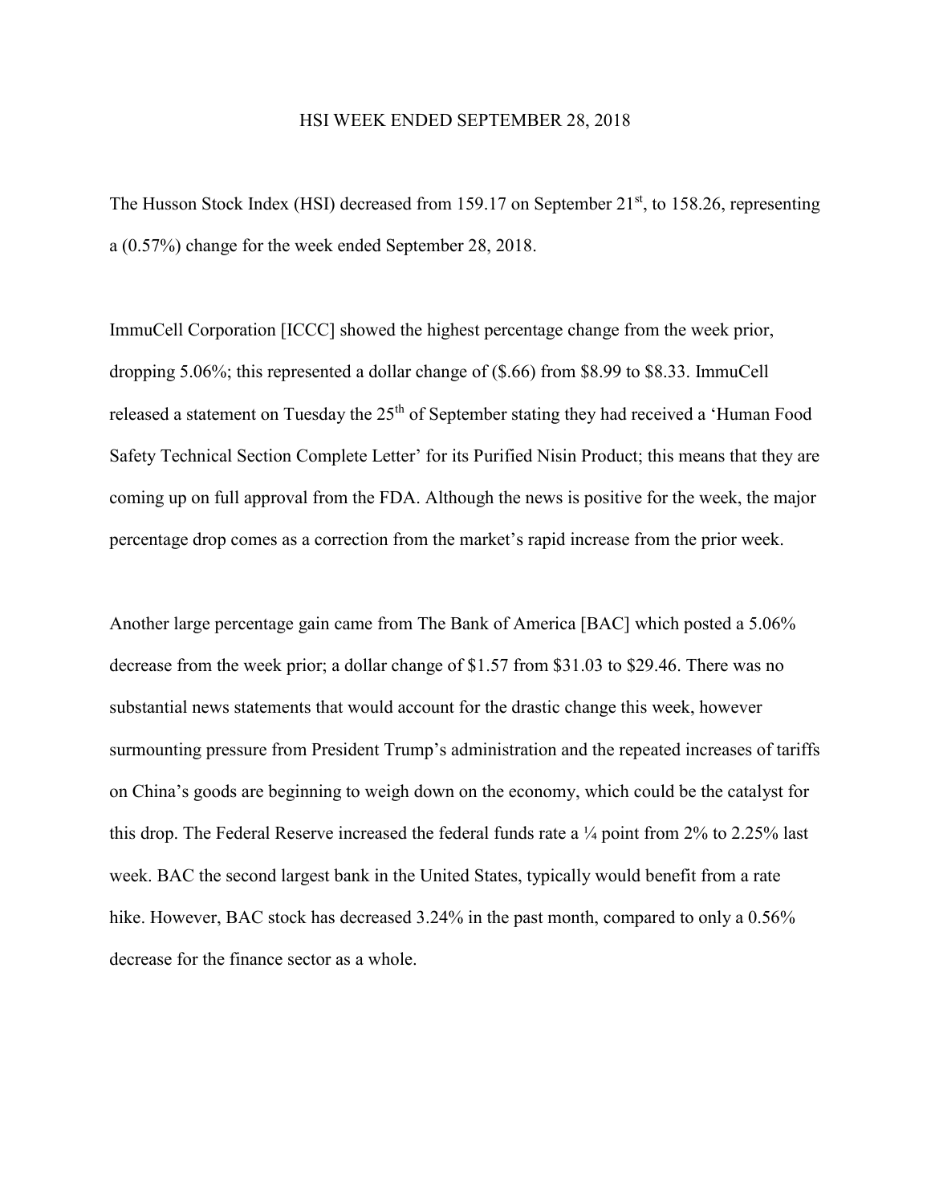# HSI WEEK ENDED SEPTEMBER 28, 2018

The Husson Stock Index (HSI) decreased from 159.17 on September 21st, to 158.26, representing a (0.57%) change for the week ended September 28, 2018.

ImmuCell Corporation [ICCC] showed the highest percentage change from the week prior, dropping 5.06%; this represented a dollar change of ($.66) from $8.99 to $8.33. ImmuCell released a statement on Tuesday the 25th of September stating they had received a 'Human Food Safety Technical Section Complete Letter' for its Purified Nisin Product; this means that they are coming up on full approval from the FDA. Although the news is positive for the week, the major percentage drop comes as a correction from the market's rapid increase from the prior week.

Another large percentage gain came from The Bank of America [BAC] which posted a 5.06% decrease from the week prior; a dollar change of $1.57 from $31.03 to $29.46. There was no substantial news statements that would account for the drastic change this week, however surmounting pressure from President Trump's administration and the repeated increases of tariffs on China's goods are beginning to weigh down on the economy, which could be the catalyst for this drop. The Federal Reserve increased the federal funds rate a ¼ point from 2% to 2.25% last week. BAC the second largest bank in the United States, typically would benefit from a rate hike. However, BAC stock has decreased 3.24% in the past month, compared to only a 0.56% decrease for the finance sector as a whole.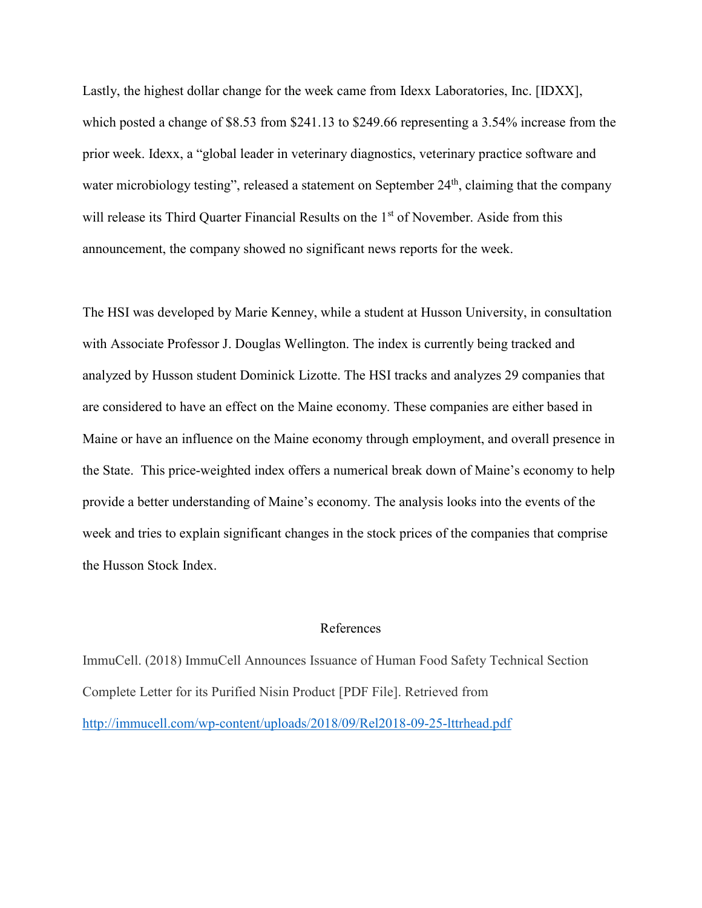Lastly, the highest dollar change for the week came from Idexx Laboratories, Inc. [IDXX], which posted a change of $8.53 from $241.13 to $249.66 representing a 3.54% increase from the prior week. Idexx, a "global leader in veterinary diagnostics, veterinary practice software and water microbiology testing", released a statement on September 24th, claiming that the company will release its Third Quarter Financial Results on the 1st of November. Aside from this announcement, the company showed no significant news reports for the week.

The HSI was developed by Marie Kenney, while a student at Husson University, in consultation with Associate Professor J. Douglas Wellington. The index is currently being tracked and analyzed by Husson student Dominick Lizotte. The HSI tracks and analyzes 29 companies that are considered to have an effect on the Maine economy. These companies are either based in Maine or have an influence on the Maine economy through employment, and overall presence in the State. This price-weighted index offers a numerical break down of Maine's economy to help provide a better understanding of Maine's economy. The analysis looks into the events of the week and tries to explain significant changes in the stock prices of the companies that comprise the Husson Stock Index.

References

ImmuCell. (2018) ImmuCell Announces Issuance of Human Food Safety Technical Section Complete Letter for its Purified Nisin Product [PDF File]. Retrieved from http://immucell.com/wp-content/uploads/2018/09/Rel2018-09-25-lttrhead.pdf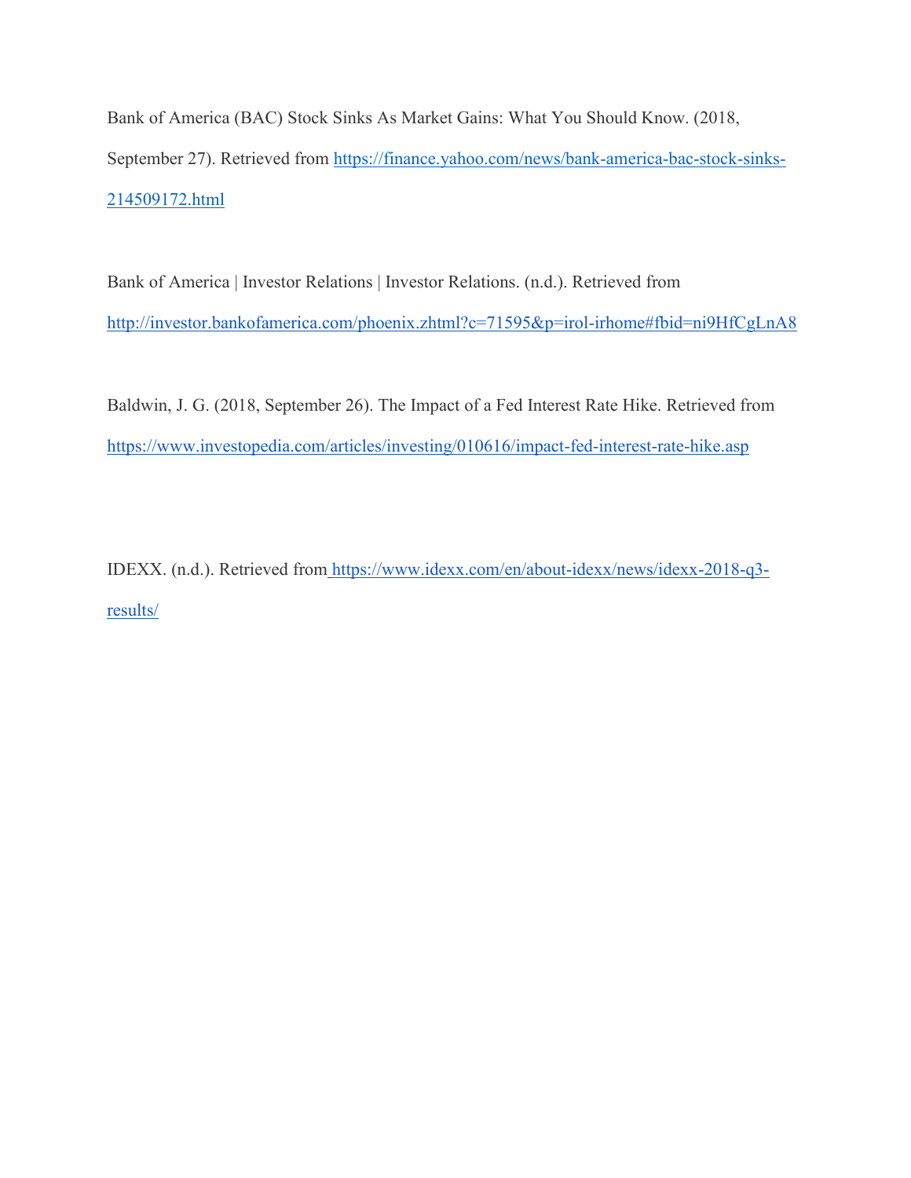Bank of America (BAC) Stock Sinks As Market Gains: What You Should Know. (2018, September 27). Retrieved from https://finance.yahoo.com/news/bank-america-bac-stock-sinks-214509172.html

Bank of America | Investor Relations | Investor Relations. (n.d.). Retrieved from http://investor.bankofamerica.com/phoenix.zhtml?c=71595&p=irol-irhome#fbid=ni9HfCgLnA8

Baldwin, J. G. (2018, September 26). The Impact of a Fed Interest Rate Hike. Retrieved from https://www.investopedia.com/articles/investing/010616/impact-fed-interest-rate-hike.asp

IDEXX. (n.d.). Retrieved from https://www.idexx.com/en/about-idexx/news/idexx-2018-q3-results/